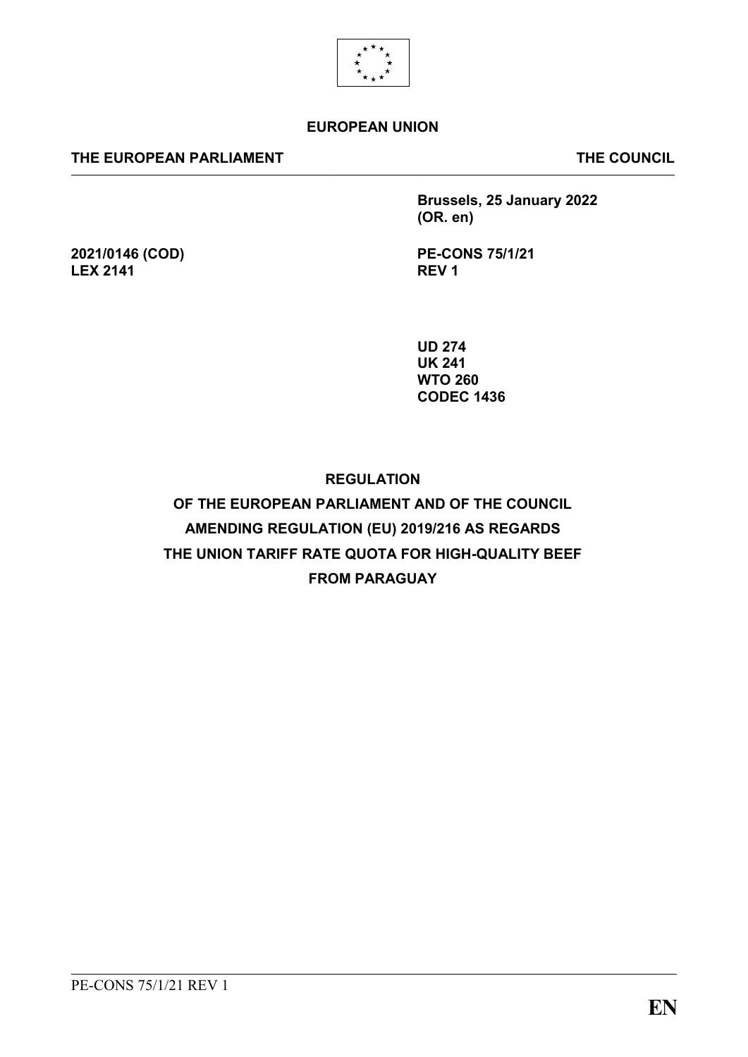**EUROPEAN UNION**

**THE EUROPEAN PARLIAMENT** **THE COUNCIL**

**Brussels, 25 January 2022**
**(OR. en)**

**2021/0146 (COD)**
**LEX 2141**

**PE-CONS 75/1/21**
**REV 1**

**UD 274**
**UK 241**
**WTO 260**
**CODEC 1436**

# REGULATION OF THE EUROPEAN PARLIAMENT AND OF THE COUNCIL AMENDING REGULATION (EU) 2019/216 AS REGARDS THE UNION TARIFF RATE QUOTA FOR HIGH-QUALITY BEEF FROM PARAGUAY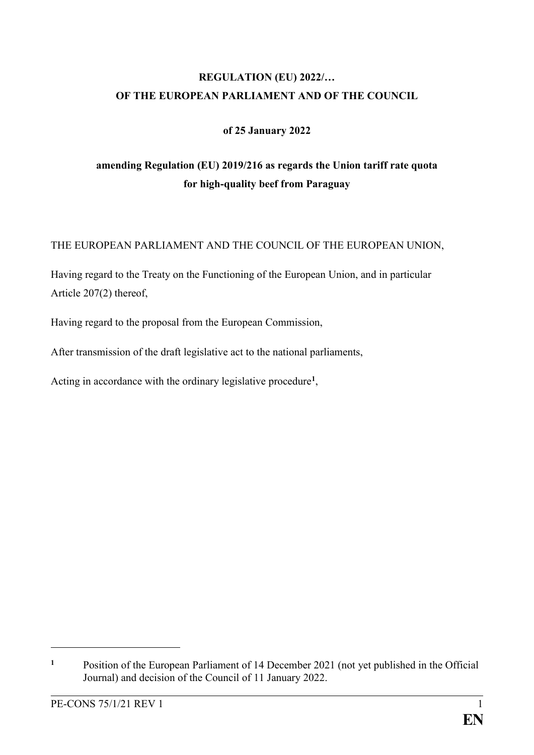**REGULATION (EU) 2022/…**
**OF THE EUROPEAN PARLIAMENT AND OF THE COUNCIL**

**of 25 January 2022**

**amending Regulation (EU) 2019/216 as regards the Union tariff rate quota for high-quality beef from Paraguay**

THE EUROPEAN PARLIAMENT AND THE COUNCIL OF THE EUROPEAN UNION,

Having regard to the Treaty on the Functioning of the European Union, and in particular Article 207(2) thereof,

Having regard to the proposal from the European Commission,

After transmission of the draft legislative act to the national parliaments,

Acting in accordance with the ordinary legislative procedure[1],

---

[1] Position of the European Parliament of 14 December 2021 (not yet published in the Official Journal) and decision of the Council of 11 January 2022.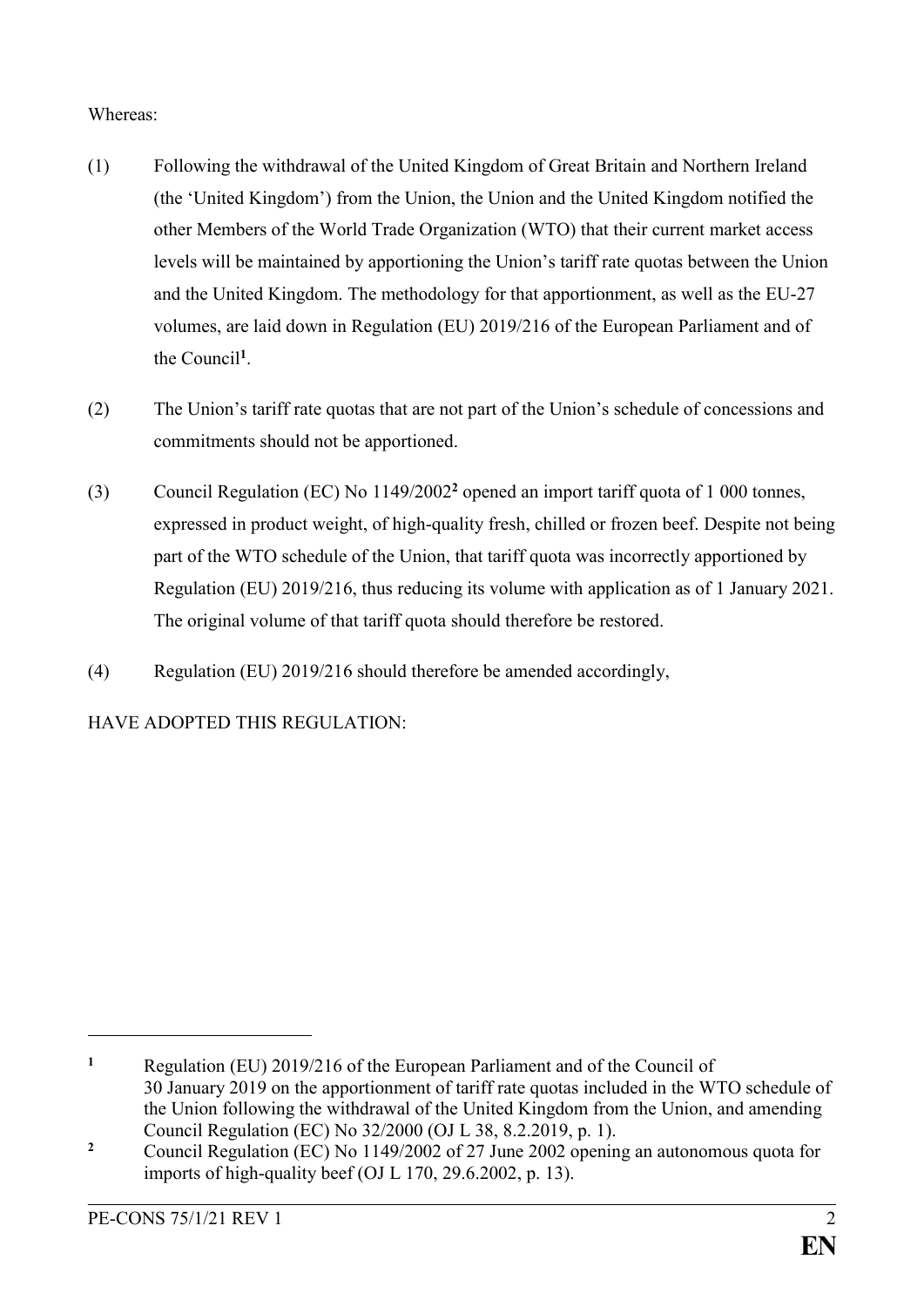Whereas:

(1) Following the withdrawal of the United Kingdom of Great Britain and Northern Ireland (the 'United Kingdom') from the Union, the Union and the United Kingdom notified the other Members of the World Trade Organization (WTO) that their current market access levels will be maintained by apportioning the Union's tariff rate quotas between the Union and the United Kingdom. The methodology for that apportionment, as well as the EU-27 volumes, are laid down in Regulation (EU) 2019/216 of the European Parliament and of the Council[1].

(2) The Union's tariff rate quotas that are not part of the Union's schedule of concessions and commitments should not be apportioned.

(3) Council Regulation (EC) No 1149/2002[2] opened an import tariff quota of 1 000 tonnes, expressed in product weight, of high-quality fresh, chilled or frozen beef. Despite not being part of the WTO schedule of the Union, that tariff quota was incorrectly apportioned by Regulation (EU) 2019/216, thus reducing its volume with application as of 1 January 2021. The original volume of that tariff quota should therefore be restored.

(4) Regulation (EU) 2019/216 should therefore be amended accordingly,

HAVE ADOPTED THIS REGULATION:

---

[1] Regulation (EU) 2019/216 of the European Parliament and of the Council of 30 January 2019 on the apportionment of tariff rate quotas included in the WTO schedule of the Union following the withdrawal of the United Kingdom from the Union, and amending Council Regulation (EC) No 32/2000 (OJ L 38, 8.2.2019, p. 1).

[2] Council Regulation (EC) No 1149/2002 of 27 June 2002 opening an autonomous quota for imports of high-quality beef (OJ L 170, 29.6.2002, p. 13).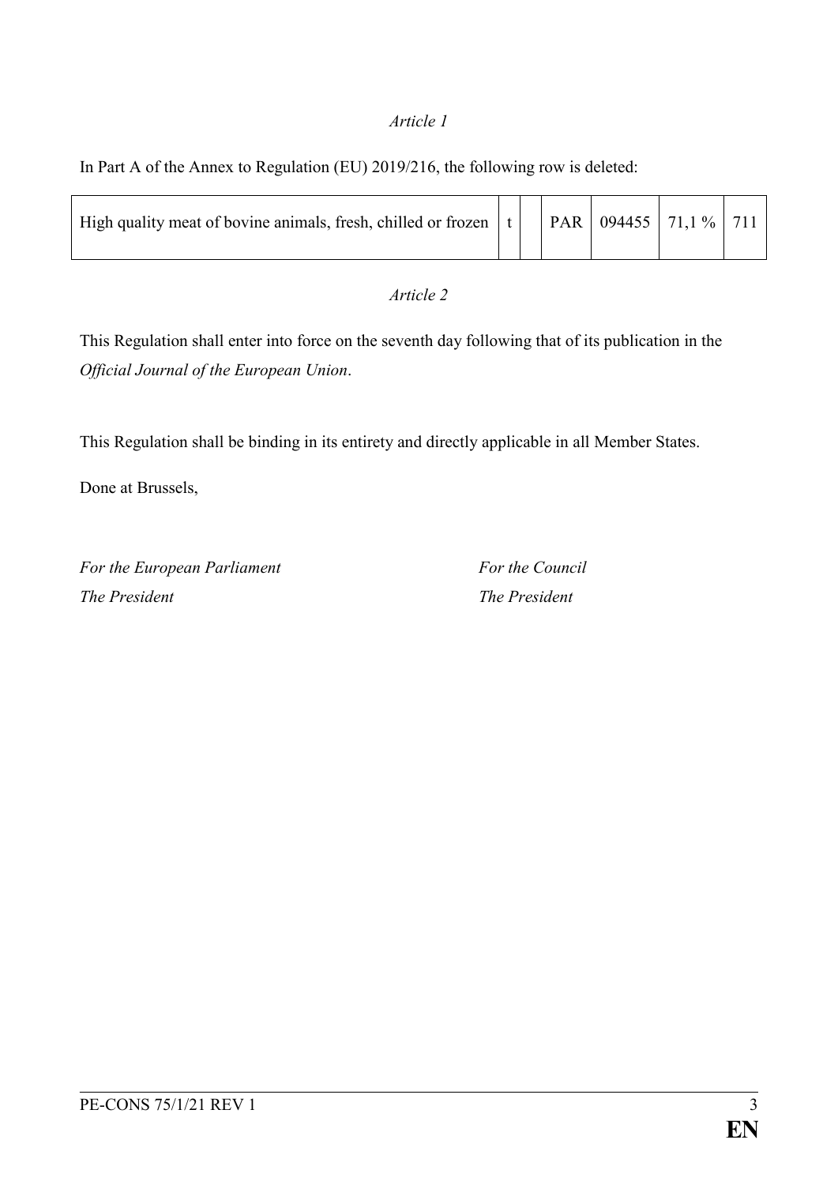*Article 1*

In Part A of the Annex to Regulation (EU) 2019/216, the following row is deleted:

| | | | | | | |
|---|---|---|---|---|---|---|
| High quality meat of bovine animals, fresh, chilled or frozen | t | | PAR | 094455 | 71,1 % | 711 |

*Article 2*

This Regulation shall enter into force on the seventh day following that of its publication in the *Official Journal of the European Union*.

This Regulation shall be binding in its entirety and directly applicable in all Member States.

Done at Brussels,

*For the European Parliament*
*The President*

*For the Council*
*The President*